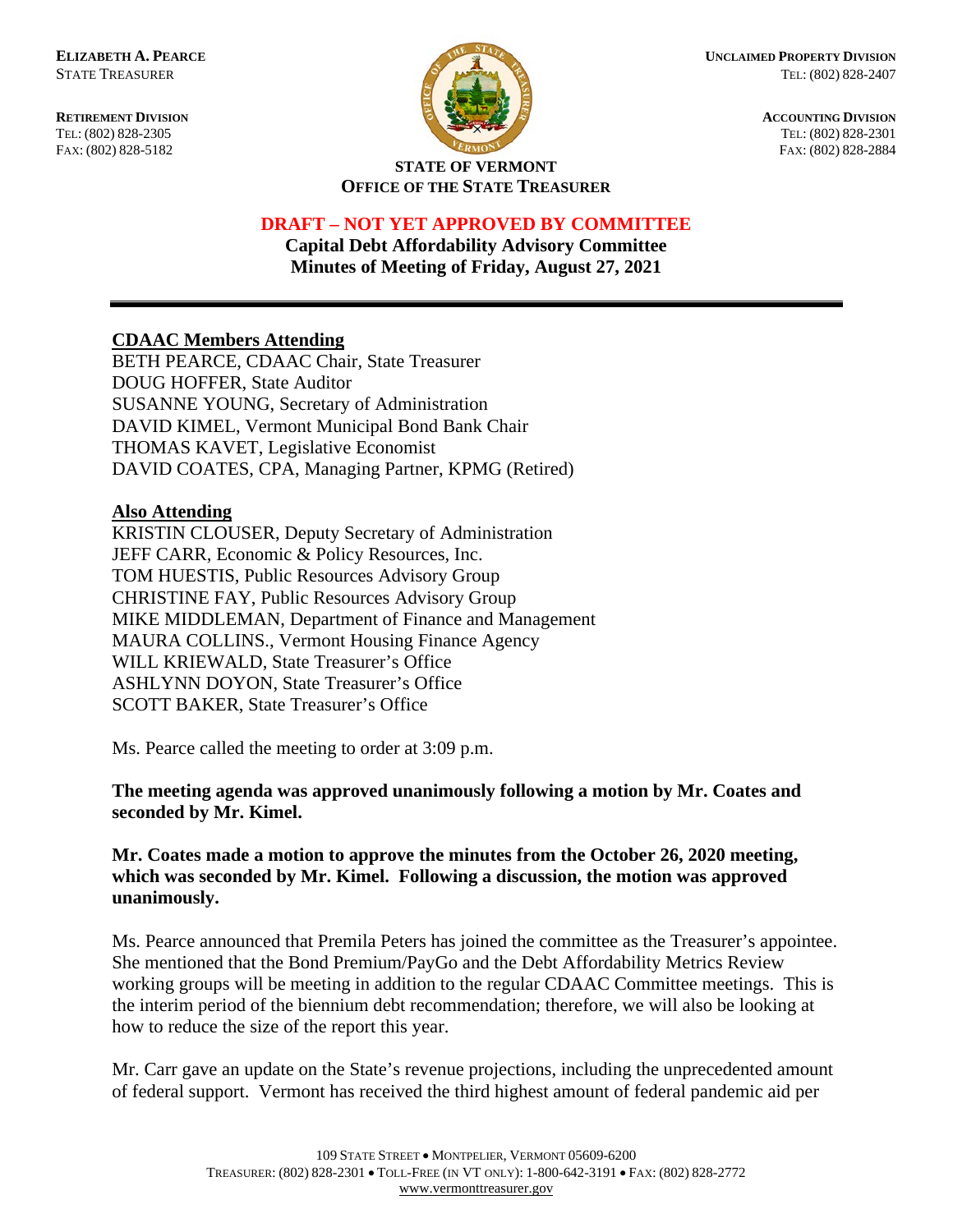**ELIZABETH A. PEARCE**
STATE TREASURER

**RETIREMENT DIVISION**
TEL: (802) 828-2305
FAX: (802) 828-5182

**UNCLAIMED PROPERTY DIVISION**
TEL: (802) 828-2407

**ACCOUNTING DIVISION**
TEL: (802) 828-2301
FAX: (802) 828-2884

**STATE OF VERMONT**
**OFFICE OF THE STATE TREASURER**

**DRAFT – NOT YET APPROVED BY COMMITTEE**

# Capital Debt Affordability Advisory Committee
## Minutes of Meeting of Friday, August 27, 2021

---

**CDAAC Members Attending**

BETH PEARCE, CDAAC Chair, State Treasurer
DOUG HOFFER, State Auditor
SUSANNE YOUNG, Secretary of Administration
DAVID KIMEL, Vermont Municipal Bond Bank Chair
THOMAS KAVET, Legislative Economist
DAVID COATES, CPA, Managing Partner, KPMG (Retired)

**Also Attending**

KRISTIN CLOUSER, Deputy Secretary of Administration
JEFF CARR, Economic & Policy Resources, Inc.
TOM HUESTIS, Public Resources Advisory Group
CHRISTINE FAY, Public Resources Advisory Group
MIKE MIDDLEMAN, Department of Finance and Management
MAURA COLLINS., Vermont Housing Finance Agency
WILL KRIEWALD, State Treasurer's Office
ASHLYNN DOYON, State Treasurer's Office
SCOTT BAKER, State Treasurer's Office

Ms. Pearce called the meeting to order at 3:09 p.m.

**The meeting agenda was approved unanimously following a motion by Mr. Coates and seconded by Mr. Kimel.**

**Mr. Coates made a motion to approve the minutes from the October 26, 2020 meeting, which was seconded by Mr. Kimel. Following a discussion, the motion was approved unanimously.**

Ms. Pearce announced that Premila Peters has joined the committee as the Treasurer's appointee. She mentioned that the Bond Premium/PayGo and the Debt Affordability Metrics Review working groups will be meeting in addition to the regular CDAAC Committee meetings. This is the interim period of the biennium debt recommendation; therefore, we will also be looking at how to reduce the size of the report this year.

Mr. Carr gave an update on the State's revenue projections, including the unprecedented amount of federal support. Vermont has received the third highest amount of federal pandemic aid per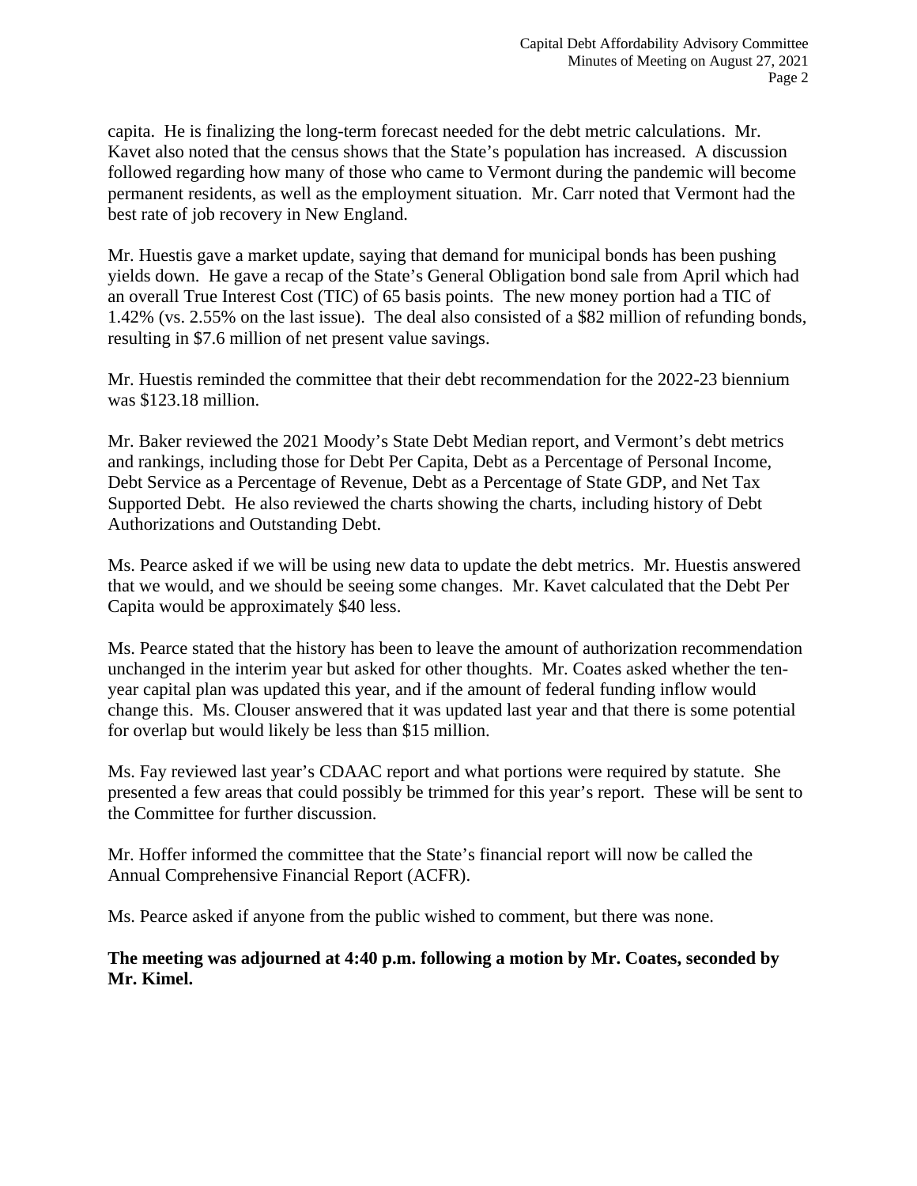capita. He is finalizing the long-term forecast needed for the debt metric calculations. Mr. Kavet also noted that the census shows that the State's population has increased. A discussion followed regarding how many of those who came to Vermont during the pandemic will become permanent residents, as well as the employment situation. Mr. Carr noted that Vermont had the best rate of job recovery in New England.

Mr. Huestis gave a market update, saying that demand for municipal bonds has been pushing yields down. He gave a recap of the State's General Obligation bond sale from April which had an overall True Interest Cost (TIC) of 65 basis points. The new money portion had a TIC of 1.42% (vs. 2.55% on the last issue). The deal also consisted of a $82 million of refunding bonds, resulting in $7.6 million of net present value savings.

Mr. Huestis reminded the committee that their debt recommendation for the 2022-23 biennium was $123.18 million.

Mr. Baker reviewed the 2021 Moody's State Debt Median report, and Vermont's debt metrics and rankings, including those for Debt Per Capita, Debt as a Percentage of Personal Income, Debt Service as a Percentage of Revenue, Debt as a Percentage of State GDP, and Net Tax Supported Debt. He also reviewed the charts showing the charts, including history of Debt Authorizations and Outstanding Debt.

Ms. Pearce asked if we will be using new data to update the debt metrics. Mr. Huestis answered that we would, and we should be seeing some changes. Mr. Kavet calculated that the Debt Per Capita would be approximately $40 less.

Ms. Pearce stated that the history has been to leave the amount of authorization recommendation unchanged in the interim year but asked for other thoughts. Mr. Coates asked whether the ten-year capital plan was updated this year, and if the amount of federal funding inflow would change this. Ms. Clouser answered that it was updated last year and that there is some potential for overlap but would likely be less than $15 million.

Ms. Fay reviewed last year's CDAAC report and what portions were required by statute. She presented a few areas that could possibly be trimmed for this year's report. These will be sent to the Committee for further discussion.

Mr. Hoffer informed the committee that the State's financial report will now be called the Annual Comprehensive Financial Report (ACFR).

Ms. Pearce asked if anyone from the public wished to comment, but there was none.

**The meeting was adjourned at 4:40 p.m. following a motion by Mr. Coates, seconded by Mr. Kimel.**